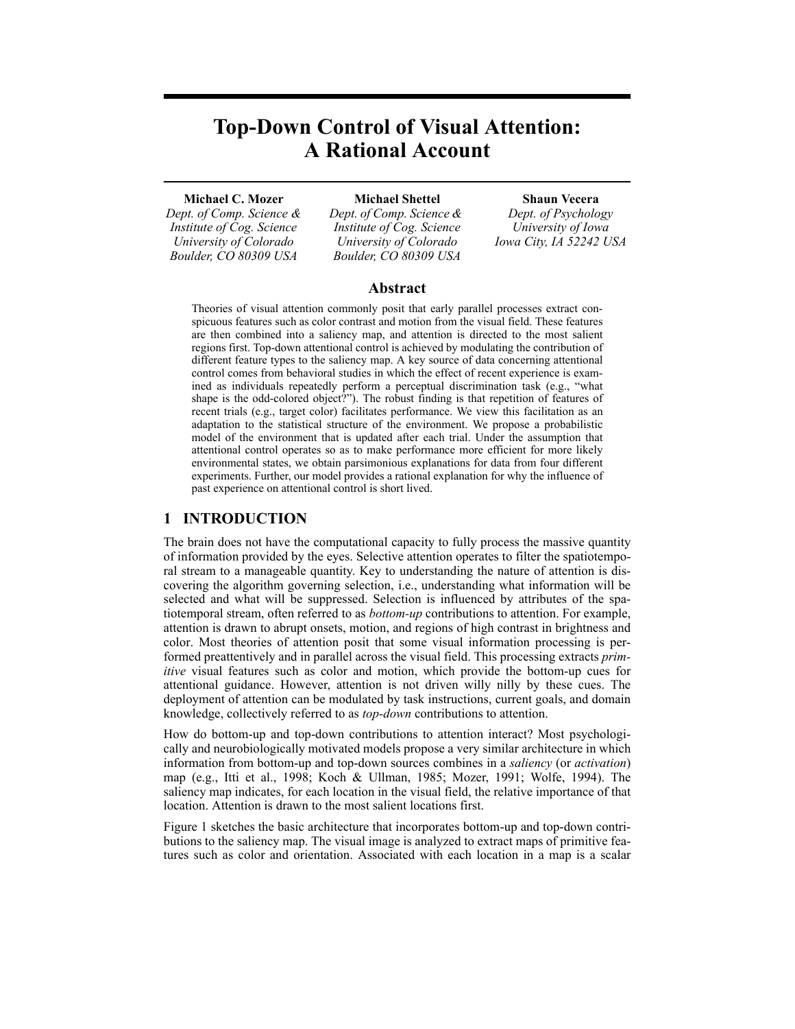# Top-Down Control of Visual Attention: A Rational Account

**Michael C. Mozer**
*Dept. of Comp. Science &*
*Institute of Cog. Science*
*University of Colorado*
*Boulder, CO 80309 USA*

**Michael Shettel**
*Dept. of Comp. Science &*
*Institute of Cog. Science*
*University of Colorado*
*Boulder, CO 80309 USA*

**Shaun Vecera**
*Dept. of Psychology*
*University of Iowa*
*Iowa City, IA 52242 USA*

## Abstract

Theories of visual attention commonly posit that early parallel processes extract conspicuous features such as color contrast and motion from the visual field. These features are then combined into a saliency map, and attention is directed to the most salient regions first. Top-down attentional control is achieved by modulating the contribution of different feature types to the saliency map. A key source of data concerning attentional control comes from behavioral studies in which the effect of recent experience is examined as individuals repeatedly perform a perceptual discrimination task (e.g., "what shape is the odd-colored object?"). The robust finding is that repetition of features of recent trials (e.g., target color) facilitates performance. We view this facilitation as an adaptation to the statistical structure of the environment. We propose a probabilistic model of the environment that is updated after each trial. Under the assumption that attentional control operates so as to make performance more efficient for more likely environmental states, we obtain parsimonious explanations for data from four different experiments. Further, our model provides a rational explanation for why the influence of past experience on attentional control is short lived.

## 1 INTRODUCTION

The brain does not have the computational capacity to fully process the massive quantity of information provided by the eyes. Selective attention operates to filter the spatiotemporal stream to a manageable quantity. Key to understanding the nature of attention is discovering the algorithm governing selection, i.e., understanding what information will be selected and what will be suppressed. Selection is influenced by attributes of the spatiotemporal stream, often referred to as *bottom-up* contributions to attention. For example, attention is drawn to abrupt onsets, motion, and regions of high contrast in brightness and color. Most theories of attention posit that some visual information processing is performed preattentively and in parallel across the visual field. This processing extracts *primitive* visual features such as color and motion, which provide the bottom-up cues for attentional guidance. However, attention is not driven willy nilly by these cues. The deployment of attention can be modulated by task instructions, current goals, and domain knowledge, collectively referred to as *top-down* contributions to attention.

How do bottom-up and top-down contributions to attention interact? Most psychologically and neurobiologically motivated models propose a very similar architecture in which information from bottom-up and top-down sources combines in a *saliency* (or *activation*) map (e.g., Itti et al., 1998; Koch & Ullman, 1985; Mozer, 1991; Wolfe, 1994). The saliency map indicates, for each location in the visual field, the relative importance of that location. Attention is drawn to the most salient locations first.

Figure 1 sketches the basic architecture that incorporates bottom-up and top-down contributions to the saliency map. The visual image is analyzed to extract maps of primitive features such as color and orientation. Associated with each location in a map is a scalar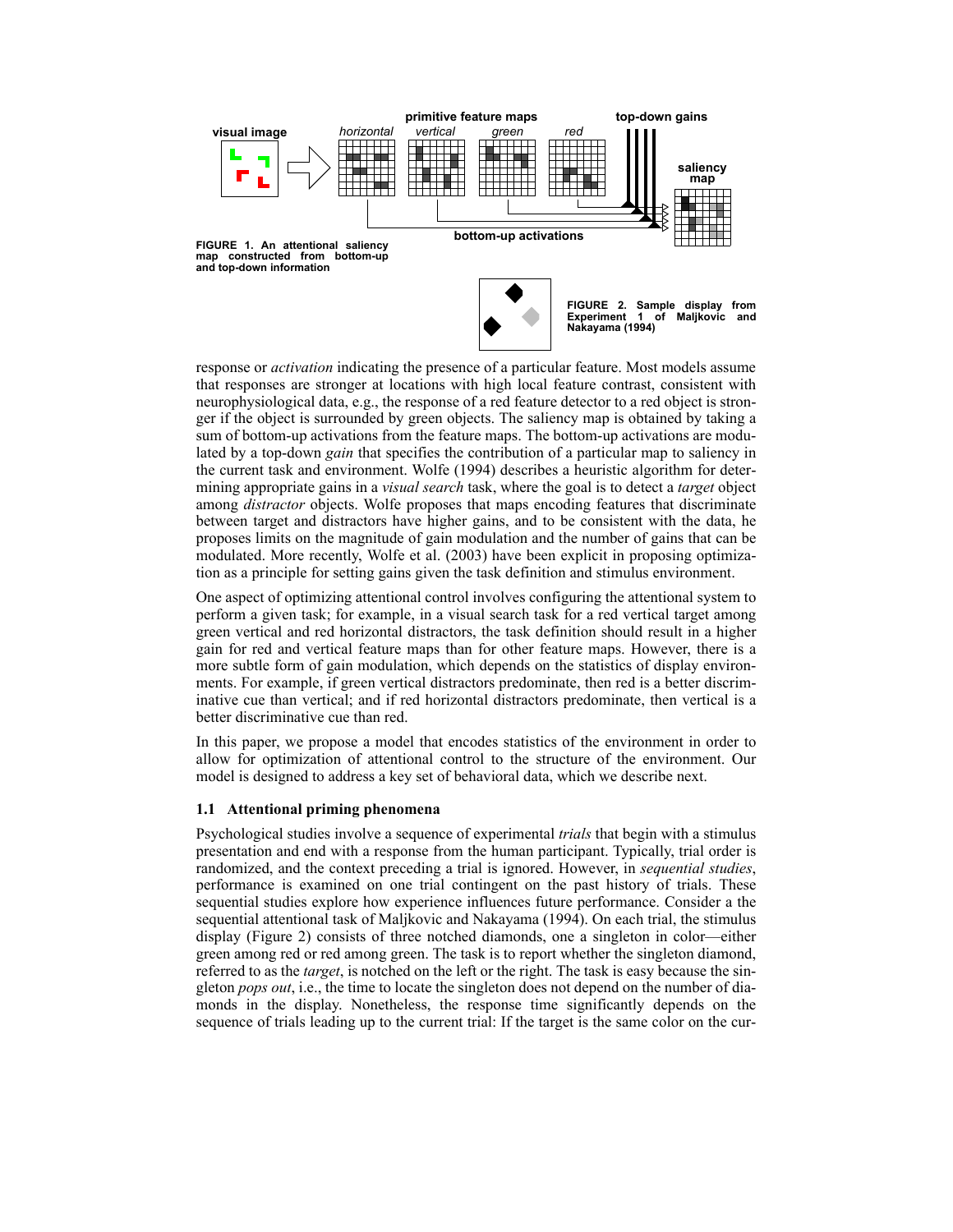visual image

primitive feature maps

horizontal

vertical

green

red

top-down gains

saliency map

bottom-up activations

FIGURE 1. An attentional saliency map constructed from bottom-up and top-down information

FIGURE 2. Sample display from Experiment 1 of Maljkovic and Nakayama (1994)

response or *activation* indicating the presence of a particular feature. Most models assume that responses are stronger at locations with high local feature contrast, consistent with neurophysiological data, e.g., the response of a red feature detector to a red object is stronger if the object is surrounded by green objects. The saliency map is obtained by taking a sum of bottom-up activations from the feature maps. The bottom-up activations are modulated by a top-down *gain* that specifies the contribution of a particular map to saliency in the current task and environment. Wolfe (1994) describes a heuristic algorithm for determining appropriate gains in a *visual search* task, where the goal is to detect a *target* object among *distractor* objects. Wolfe proposes that maps encoding features that discriminate between target and distractors have higher gains, and to be consistent with the data, he proposes limits on the magnitude of gain modulation and the number of gains that can be modulated. More recently, Wolfe et al. (2003) have been explicit in proposing optimization as a principle for setting gains given the task definition and stimulus environment.

One aspect of optimizing attentional control involves configuring the attentional system to perform a given task; for example, in a visual search task for a red vertical target among green vertical and red horizontal distractors, the task definition should result in a higher gain for red and vertical feature maps than for other feature maps. However, there is a more subtle form of gain modulation, which depends on the statistics of display environments. For example, if green vertical distractors predominate, then red is a better discriminative cue than vertical; and if red horizontal distractors predominate, then vertical is a better discriminative cue than red.

In this paper, we propose a model that encodes statistics of the environment in order to allow for optimization of attentional control to the structure of the environment. Our model is designed to address a key set of behavioral data, which we describe next.

### 1.1 Attentional priming phenomena

Psychological studies involve a sequence of experimental *trials* that begin with a stimulus presentation and end with a response from the human participant. Typically, trial order is randomized, and the context preceding a trial is ignored. However, in *sequential studies*, performance is examined on one trial contingent on the past history of trials. These sequential studies explore how experience influences future performance. Consider a the sequential attentional task of Maljkovic and Nakayama (1994). On each trial, the stimulus display (Figure 2) consists of three notched diamonds, one a singleton in color—either green among red or red among green. The task is to report whether the singleton diamond, referred to as the *target*, is notched on the left or the right. The task is easy because the singleton *pops out*, i.e., the time to locate the singleton does not depend on the number of diamonds in the display. Nonetheless, the response time significantly depends on the sequence of trials leading up to the current trial: If the target is the same color on the cur-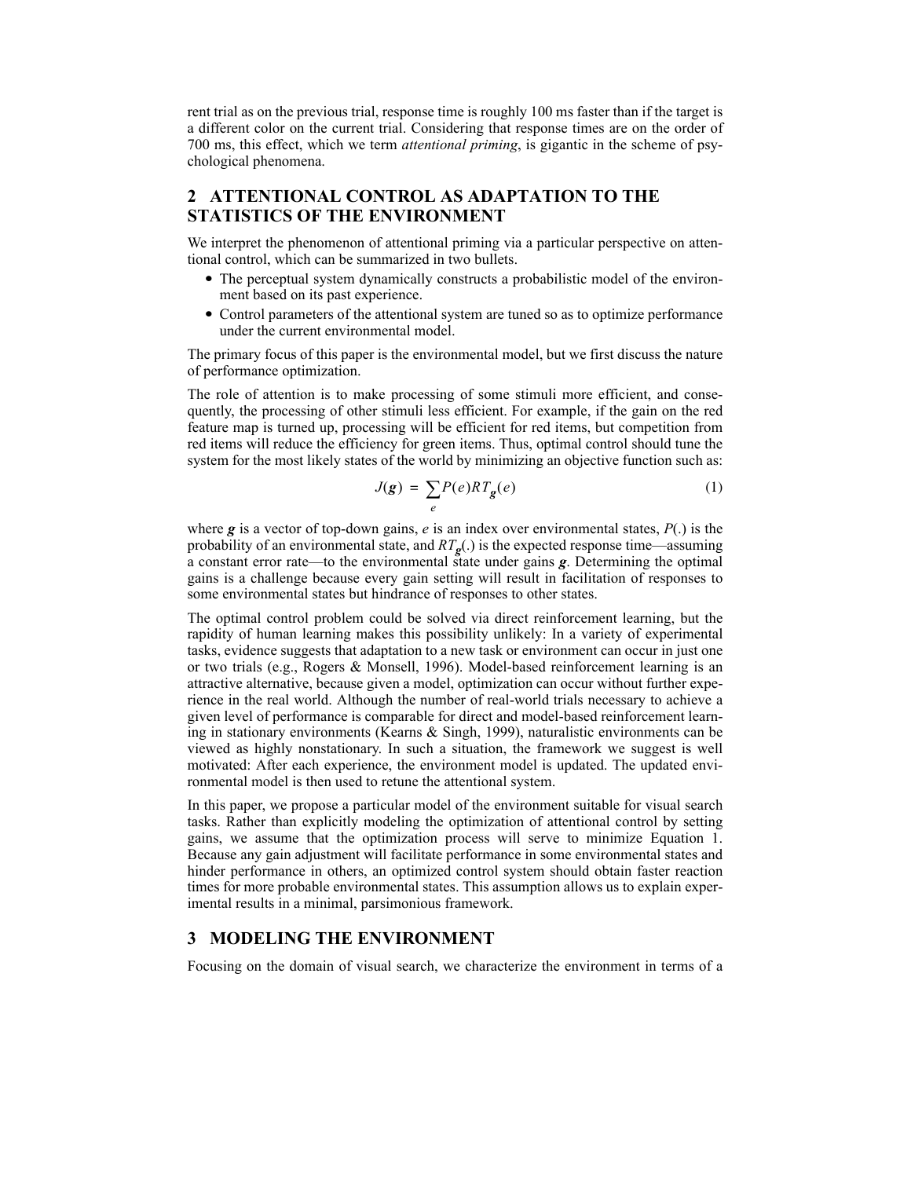rent trial as on the previous trial, response time is roughly 100 ms faster than if the target is a different color on the current trial. Considering that response times are on the order of 700 ms, this effect, which we term *attentional priming*, is gigantic in the scheme of psychological phenomena.

## 2 ATTENTIONAL CONTROL AS ADAPTATION TO THE STATISTICS OF THE ENVIRONMENT

We interpret the phenomenon of attentional priming via a particular perspective on attentional control, which can be summarized in two bullets.

- The perceptual system dynamically constructs a probabilistic model of the environment based on its past experience.
- Control parameters of the attentional system are tuned so as to optimize performance under the current environmental model.

The primary focus of this paper is the environmental model, but we first discuss the nature of performance optimization.

The role of attention is to make processing of some stimuli more efficient, and consequently, the processing of other stimuli less efficient. For example, if the gain on the red feature map is turned up, processing will be efficient for red items, but competition from red items will reduce the efficiency for green items. Thus, optimal control should tune the system for the most likely states of the world by minimizing an objective function such as:

$$J(\boldsymbol{g}) = \sum_{e} P(e) RT_{\boldsymbol{g}}(e) \tag{1}$$

where $\boldsymbol{g}$ is a vector of top-down gains, $e$ is an index over environmental states, $P(.)$ is the probability of an environmental state, and $RT_{\boldsymbol{g}}(.)$ is the expected response time—assuming a constant error rate—to the environmental state under gains $\boldsymbol{g}$. Determining the optimal gains is a challenge because every gain setting will result in facilitation of responses to some environmental states but hindrance of responses to other states.

The optimal control problem could be solved via direct reinforcement learning, but the rapidity of human learning makes this possibility unlikely: In a variety of experimental tasks, evidence suggests that adaptation to a new task or environment can occur in just one or two trials (e.g., Rogers & Monsell, 1996). Model-based reinforcement learning is an attractive alternative, because given a model, optimization can occur without further experience in the real world. Although the number of real-world trials necessary to achieve a given level of performance is comparable for direct and model-based reinforcement learning in stationary environments (Kearns & Singh, 1999), naturalistic environments can be viewed as highly nonstationary. In such a situation, the framework we suggest is well motivated: After each experience, the environment model is updated. The updated environmental model is then used to retune the attentional system.

In this paper, we propose a particular model of the environment suitable for visual search tasks. Rather than explicitly modeling the optimization of attentional control by setting gains, we assume that the optimization process will serve to minimize Equation 1. Because any gain adjustment will facilitate performance in some environmental states and hinder performance in others, an optimized control system should obtain faster reaction times for more probable environmental states. This assumption allows us to explain experimental results in a minimal, parsimonious framework.

## 3 MODELING THE ENVIRONMENT

Focusing on the domain of visual search, we characterize the environment in terms of a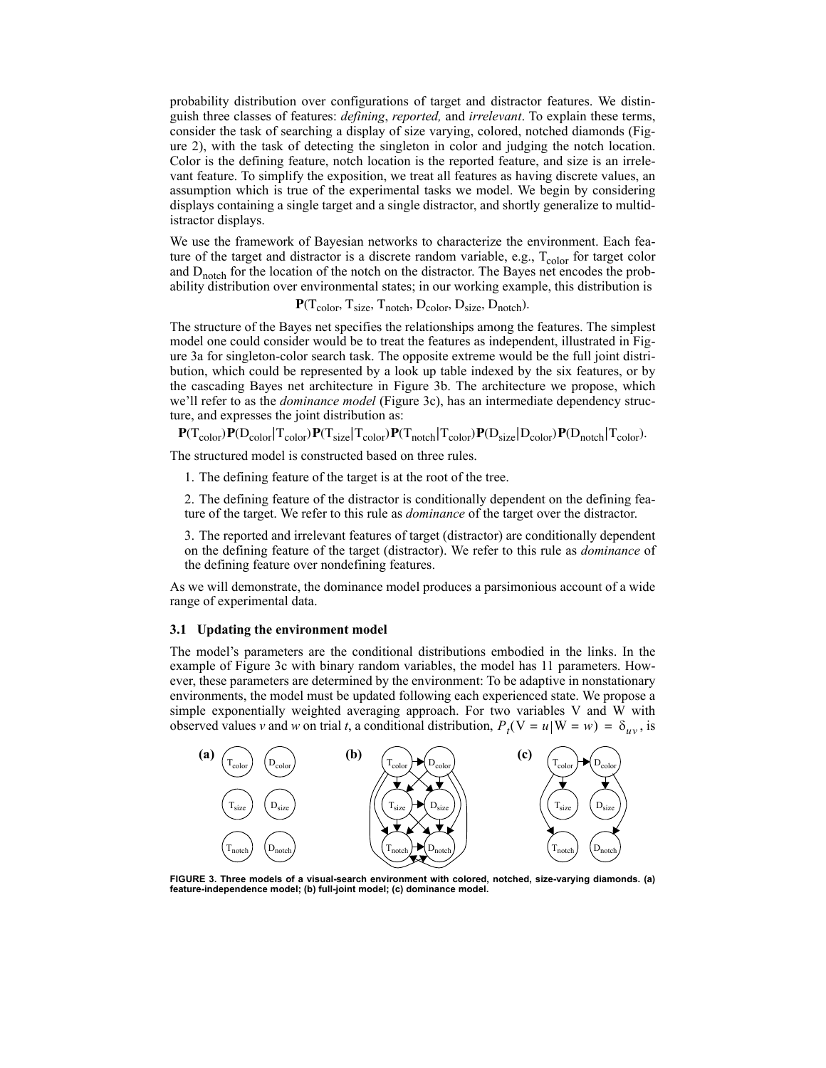probability distribution over configurations of target and distractor features. We distinguish three classes of features: *defining*, *reported,* and *irrelevant*. To explain these terms, consider the task of searching a display of size varying, colored, notched diamonds (Figure 2), with the task of detecting the singleton in color and judging the notch location. Color is the defining feature, notch location is the reported feature, and size is an irrelevant feature. To simplify the exposition, we treat all features as having discrete values, an assumption which is true of the experimental tasks we model. We begin by considering displays containing a single target and a single distractor, and shortly generalize to multidistractor displays.

We use the framework of Bayesian networks to characterize the environment. Each feature of the target and distractor is a discrete random variable, e.g., $T_{color}$ for target color and $D_{notch}$ for the location of the notch on the distractor. The Bayes net encodes the probability distribution over environmental states; in our working example, this distribution is

$$\mathbf{P}(T_{color}, T_{size}, T_{notch}, D_{color}, D_{size}, D_{notch}).$$

The structure of the Bayes net specifies the relationships among the features. The simplest model one could consider would be to treat the features as independent, illustrated in Figure 3a for singleton-color search task. The opposite extreme would be the full joint distribution, which could be represented by a look up table indexed by the six features, or by the cascading Bayes net architecture in Figure 3b. The architecture we propose, which we'll refer to as the *dominance model* (Figure 3c), has an intermediate dependency structure, and expresses the joint distribution as:

$$\mathbf{P}(T_{color})\mathbf{P}(D_{color}|T_{color})\mathbf{P}(T_{size}|T_{color})\mathbf{P}(T_{notch}|T_{color})\mathbf{P}(D_{size}|D_{color})\mathbf{P}(D_{notch}|T_{color}).$$

The structured model is constructed based on three rules.

1. The defining feature of the target is at the root of the tree.

2. The defining feature of the distractor is conditionally dependent on the defining feature of the target. We refer to this rule as *dominance* of the target over the distractor.

3. The reported and irrelevant features of target (distractor) are conditionally dependent on the defining feature of the target (distractor). We refer to this rule as *dominance* of the defining feature over nondefining features.

As we will demonstrate, the dominance model produces a parsimonious account of a wide range of experimental data.

### 3.1 Updating the environment model

The model's parameters are the conditional distributions embodied in the links. In the example of Figure 3c with binary random variables, the model has 11 parameters. However, these parameters are determined by the environment: To be adaptive in nonstationary environments, the model must be updated following each experienced state. We propose a simple exponentially weighted averaging approach. For two variables V and W with observed values $v$ and $w$ on trial $t$, a conditional distribution, $P_t(\mathrm{V} = u|\mathrm{W} = w) = \delta_{uv}$, is

FIGURE 3. Three models of a visual-search environment with colored, notched, size-varying diamonds. (a) feature-independence model; (b) full-joint model; (c) dominance model.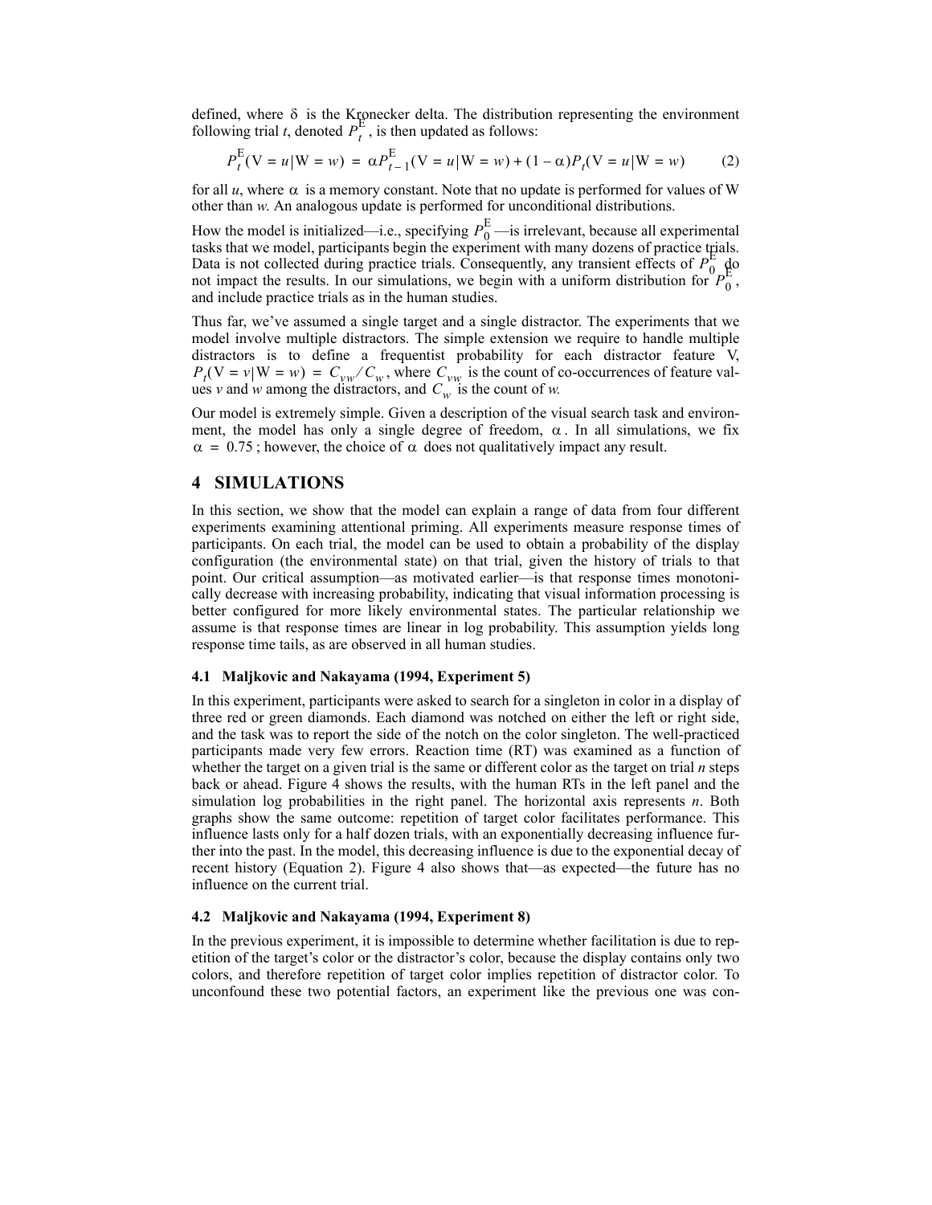defined, where $\delta$ is the Kronecker delta. The distribution representing the environment following trial $t$, denoted $P_t^E$, is then updated as follows:

$$P_t^E(V = u | W = w) = \alpha P_{t-1}^E(V = u | W = w) + (1 - \alpha)P_t(V = u | W = w) \tag{2}$$

for all $u$, where $\alpha$ is a memory constant. Note that no update is performed for values of W other than $w$. An analogous update is performed for unconditional distributions.

How the model is initialized—i.e., specifying $P_0^E$—is irrelevant, because all experimental tasks that we model, participants begin the experiment with many dozens of practice trials. Data is not collected during practice trials. Consequently, any transient effects of $P_0^E$ do not impact the results. In our simulations, we begin with a uniform distribution for $P_0^E$, and include practice trials as in the human studies.

Thus far, we've assumed a single target and a single distractor. The experiments that we model involve multiple distractors. The simple extension we require to handle multiple distractors is to define a frequentist probability for each distractor feature V, $P_t(V = v | W = w) = C_{vw} / C_w$, where $C_{vw}$ is the count of co-occurrences of feature values $v$ and $w$ among the distractors, and $C_w$ is the count of $w$.

Our model is extremely simple. Given a description of the visual search task and environment, the model has only a single degree of freedom, $\alpha$. In all simulations, we fix $\alpha = 0.75$; however, the choice of $\alpha$ does not qualitatively impact any result.

## 4 SIMULATIONS

In this section, we show that the model can explain a range of data from four different experiments examining attentional priming. All experiments measure response times of participants. On each trial, the model can be used to obtain a probability of the display configuration (the environmental state) on that trial, given the history of trials to that point. Our critical assumption—as motivated earlier—is that response times monotonically decrease with increasing probability, indicating that visual information processing is better configured for more likely environmental states. The particular relationship we assume is that response times are linear in log probability. This assumption yields long response time tails, as are observed in all human studies.

### 4.1 Maljkovic and Nakayama (1994, Experiment 5)

In this experiment, participants were asked to search for a singleton in color in a display of three red or green diamonds. Each diamond was notched on either the left or right side, and the task was to report the side of the notch on the color singleton. The well-practiced participants made very few errors. Reaction time (RT) was examined as a function of whether the target on a given trial is the same or different color as the target on trial $n$ steps back or ahead. Figure 4 shows the results, with the human RTs in the left panel and the simulation log probabilities in the right panel. The horizontal axis represents $n$. Both graphs show the same outcome: repetition of target color facilitates performance. This influence lasts only for a half dozen trials, with an exponentially decreasing influence further into the past. In the model, this decreasing influence is due to the exponential decay of recent history (Equation 2). Figure 4 also shows that—as expected—the future has no influence on the current trial.

### 4.2 Maljkovic and Nakayama (1994, Experiment 8)

In the previous experiment, it is impossible to determine whether facilitation is due to repetition of the target's color or the distractor's color, because the display contains only two colors, and therefore repetition of target color implies repetition of distractor color. To unconfound these two potential factors, an experiment like the previous one was con-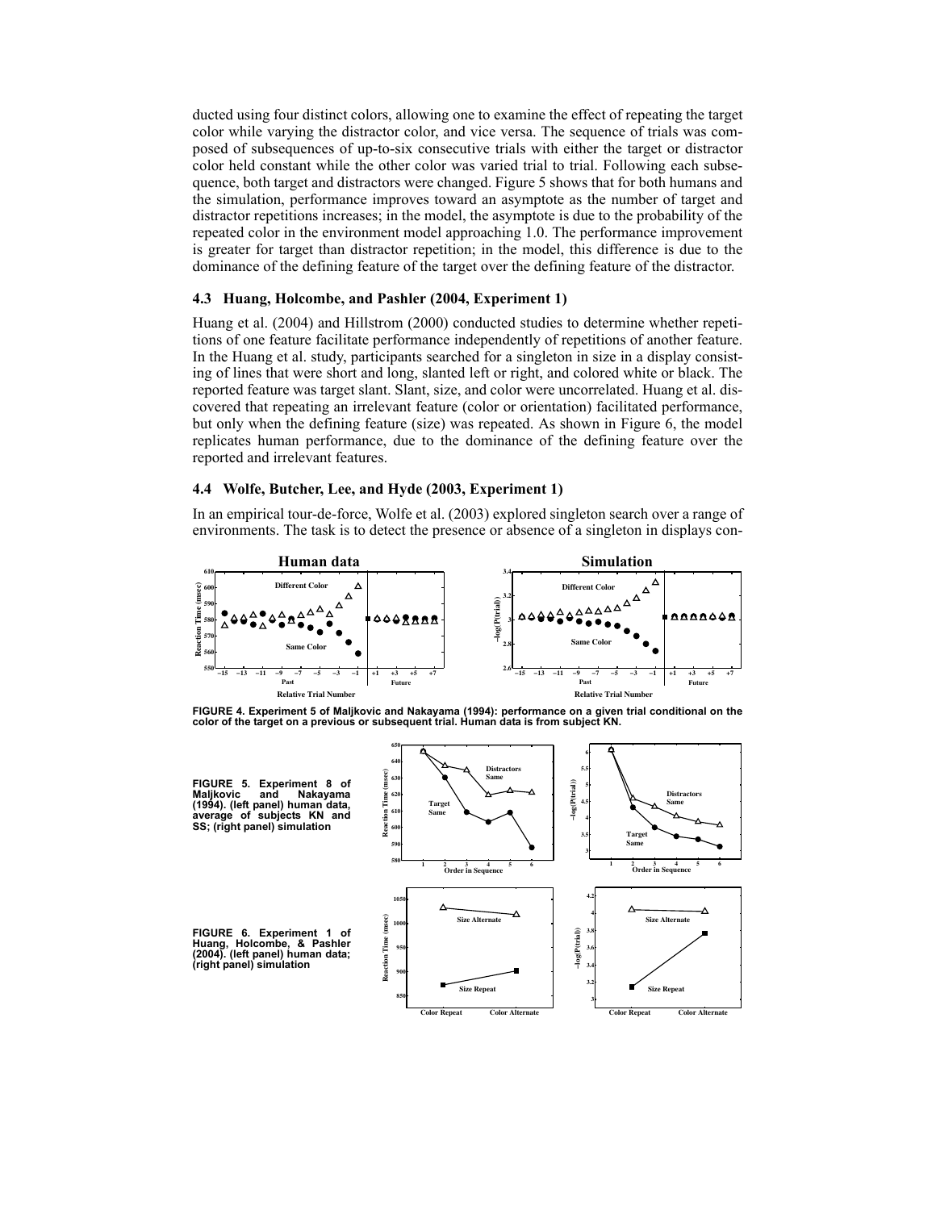ducted using four distinct colors, allowing one to examine the effect of repeating the target color while varying the distractor color, and vice versa. The sequence of trials was composed of subsequences of up-to-six consecutive trials with either the target or distractor color held constant while the other color was varied trial to trial. Following each subsequence, both target and distractors were changed. Figure 5 shows that for both humans and the simulation, performance improves toward an asymptote as the number of target and distractor repetitions increases; in the model, the asymptote is due to the probability of the repeated color in the environment model approaching 1.0. The performance improvement is greater for target than distractor repetition; in the model, this difference is due to the dominance of the defining feature of the target over the defining feature of the distractor.

### 4.3 Huang, Holcombe, and Pashler (2004, Experiment 1)

Huang et al. (2004) and Hillstrom (2000) conducted studies to determine whether repetitions of one feature facilitate performance independently of repetitions of another feature. In the Huang et al. study, participants searched for a singleton in size in a display consisting of lines that were short and long, slanted left or right, and colored white or black. The reported feature was target slant. Slant, size, and color were uncorrelated. Huang et al. discovered that repeating an irrelevant feature (color or orientation) facilitated performance, but only when the defining feature (size) was repeated. As shown in Figure 6, the model replicates human performance, due to the dominance of the defining feature over the reported and irrelevant features.

### 4.4 Wolfe, Butcher, Lee, and Hyde (2003, Experiment 1)

In an empirical tour-de-force, Wolfe et al. (2003) explored singleton search over a range of environments. The task is to detect the presence or absence of a singleton in displays con-

**FIGURE 4. Experiment 5 of Maljkovic and Nakayama (1994): performance on a given trial conditional on the color of the target on a previous or subsequent trial. Human data is from subject KN.**

**FIGURE 5. Experiment 8 of Maljkovic and Nakayama (1994). (left panel) human data, average of subjects KN and SS; (right panel) simulation**

**FIGURE 6. Experiment 1 of Huang, Holcombe, & Pashler (2004). (left panel) human data; (right panel) simulation**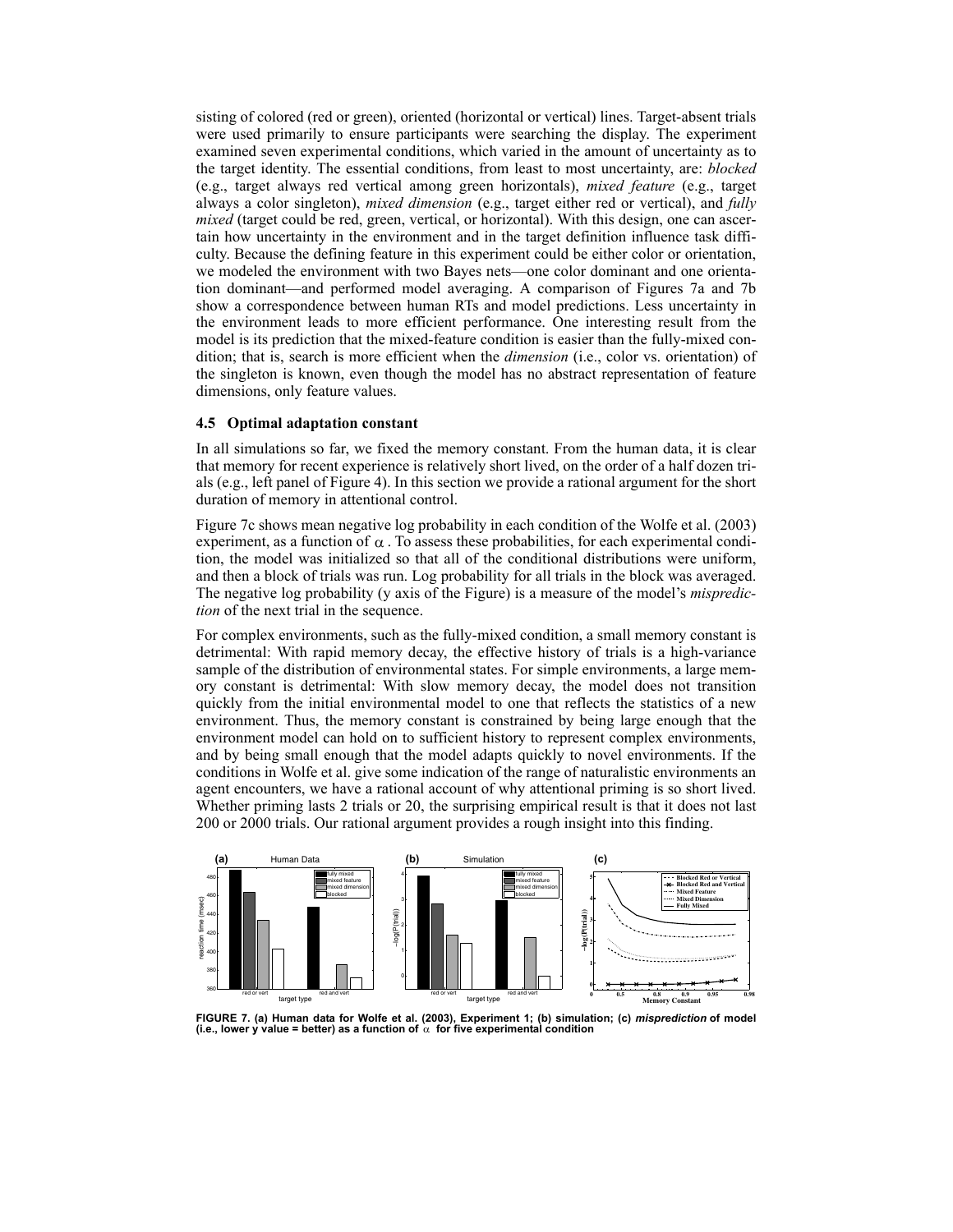sisting of colored (red or green), oriented (horizontal or vertical) lines. Target-absent trials were used primarily to ensure participants were searching the display. The experiment examined seven experimental conditions, which varied in the amount of uncertainty as to the target identity. The essential conditions, from least to most uncertainty, are: *blocked* (e.g., target always red vertical among green horizontals), *mixed feature* (e.g., target always a color singleton), *mixed dimension* (e.g., target either red or vertical), and *fully mixed* (target could be red, green, vertical, or horizontal). With this design, one can ascertain how uncertainty in the environment and in the target definition influence task difficulty. Because the defining feature in this experiment could be either color or orientation, we modeled the environment with two Bayes nets—one color dominant and one orientation dominant—and performed model averaging. A comparison of Figures 7a and 7b show a correspondence between human RTs and model predictions. Less uncertainty in the environment leads to more efficient performance. One interesting result from the model is its prediction that the mixed-feature condition is easier than the fully-mixed condition; that is, search is more efficient when the *dimension* (i.e., color vs. orientation) of the singleton is known, even though the model has no abstract representation of feature dimensions, only feature values.

### 4.5 Optimal adaptation constant

In all simulations so far, we fixed the memory constant. From the human data, it is clear that memory for recent experience is relatively short lived, on the order of a half dozen trials (e.g., left panel of Figure 4). In this section we provide a rational argument for the short duration of memory in attentional control.

Figure 7c shows mean negative log probability in each condition of the Wolfe et al. (2003) experiment, as a function of $\alpha$. To assess these probabilities, for each experimental condition, the model was initialized so that all of the conditional distributions were uniform, and then a block of trials was run. Log probability for all trials in the block was averaged. The negative log probability (y axis of the Figure) is a measure of the model's *misprediction* of the next trial in the sequence.

For complex environments, such as the fully-mixed condition, a small memory constant is detrimental: With rapid memory decay, the effective history of trials is a high-variance sample of the distribution of environmental states. For simple environments, a large memory constant is detrimental: With slow memory decay, the model does not transition quickly from the initial environmental model to one that reflects the statistics of a new environment. Thus, the memory constant is constrained by being large enough that the environment model can hold on to sufficient history to represent complex environments, and by being small enough that the model adapts quickly to novel environments. If the conditions in Wolfe et al. give some indication of the range of naturalistic environments an agent encounters, we have a rational account of why attentional priming is so short lived. Whether priming lasts 2 trials or 20, the surprising empirical result is that it does not last 200 or 2000 trials. Our rational argument provides a rough insight into this finding.

**FIGURE 7. (a) Human data for Wolfe et al. (2003), Experiment 1; (b) simulation; (c) *misprediction* of model (i.e., lower y value = better) as a function of $\alpha$ for five experimental condition**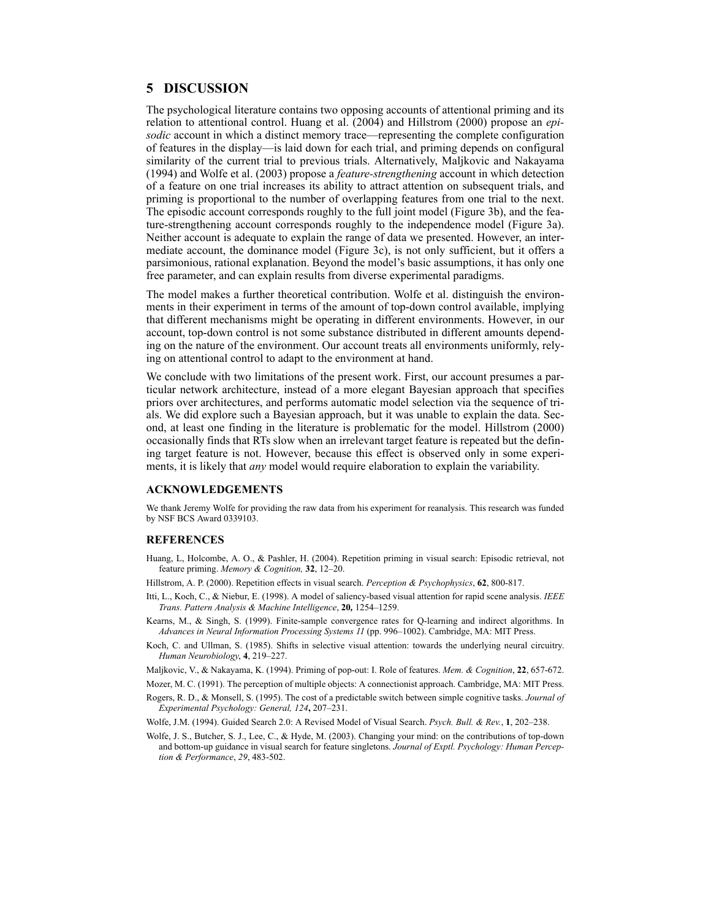## 5 DISCUSSION

The psychological literature contains two opposing accounts of attentional priming and its relation to attentional control. Huang et al. (2004) and Hillstrom (2000) propose an *episodic* account in which a distinct memory trace—representing the complete configuration of features in the display—is laid down for each trial, and priming depends on configural similarity of the current trial to previous trials. Alternatively, Maljkovic and Nakayama (1994) and Wolfe et al. (2003) propose a *feature-strengthening* account in which detection of a feature on one trial increases its ability to attract attention on subsequent trials, and priming is proportional to the number of overlapping features from one trial to the next. The episodic account corresponds roughly to the full joint model (Figure 3b), and the feature-strengthening account corresponds roughly to the independence model (Figure 3a). Neither account is adequate to explain the range of data we presented. However, an intermediate account, the dominance model (Figure 3c), is not only sufficient, but it offers a parsimonious, rational explanation. Beyond the model's basic assumptions, it has only one free parameter, and can explain results from diverse experimental paradigms.

The model makes a further theoretical contribution. Wolfe et al. distinguish the environments in their experiment in terms of the amount of top-down control available, implying that different mechanisms might be operating in different environments. However, in our account, top-down control is not some substance distributed in different amounts depending on the nature of the environment. Our account treats all environments uniformly, relying on attentional control to adapt to the environment at hand.

We conclude with two limitations of the present work. First, our account presumes a particular network architecture, instead of a more elegant Bayesian approach that specifies priors over architectures, and performs automatic model selection via the sequence of trials. We did explore such a Bayesian approach, but it was unable to explain the data. Second, at least one finding in the literature is problematic for the model. Hillstrom (2000) occasionally finds that RTs slow when an irrelevant target feature is repeated but the defining target feature is not. However, because this effect is observed only in some experiments, it is likely that *any* model would require elaboration to explain the variability.

### ACKNOWLEDGEMENTS

We thank Jeremy Wolfe for providing the raw data from his experiment for reanalysis. This research was funded by NSF BCS Award 0339103.

### REFERENCES

Huang, L, Holcombe, A. O., & Pashler, H. (2004). Repetition priming in visual search: Episodic retrieval, not feature priming. *Memory & Cognition,* **32**, 12–20.

Hillstrom, A. P. (2000). Repetition effects in visual search. *Perception & Psychophysics*, **62**, 800-817.

Itti, L., Koch, C., & Niebur, E. (1998). A model of saliency-based visual attention for rapid scene analysis. *IEEE Trans. Pattern Analysis & Machine Intelligence*, **20,** 1254–1259.

Kearns, M., & Singh, S. (1999). Finite-sample convergence rates for Q-learning and indirect algorithms. In *Advances in Neural Information Processing Systems 11* (pp. 996–1002). Cambridge, MA: MIT Press.

Koch, C. and Ullman, S. (1985). Shifts in selective visual attention: towards the underlying neural circuitry. *Human Neurobiology*, **4**, 219–227.

Maljkovic, V., & Nakayama, K. (1994). Priming of pop-out: I. Role of features. *Mem. & Cognition*, **22**, 657-672.

Mozer, M. C. (1991). The perception of multiple objects: A connectionist approach. Cambridge, MA: MIT Press.

Rogers, R. D., & Monsell, S. (1995). The cost of a predictable switch between simple cognitive tasks. *Journal of Experimental Psychology: General, 124***,** 207–231.

Wolfe, J.M. (1994). Guided Search 2.0: A Revised Model of Visual Search. *Psych. Bull. & Rev.*, **1**, 202–238.

Wolfe, J. S., Butcher, S. J., Lee, C., & Hyde, M. (2003). Changing your mind: on the contributions of top-down and bottom-up guidance in visual search for feature singletons. *Journal of Exptl. Psychology: Human Perception & Performance*, *29*, 483-502.